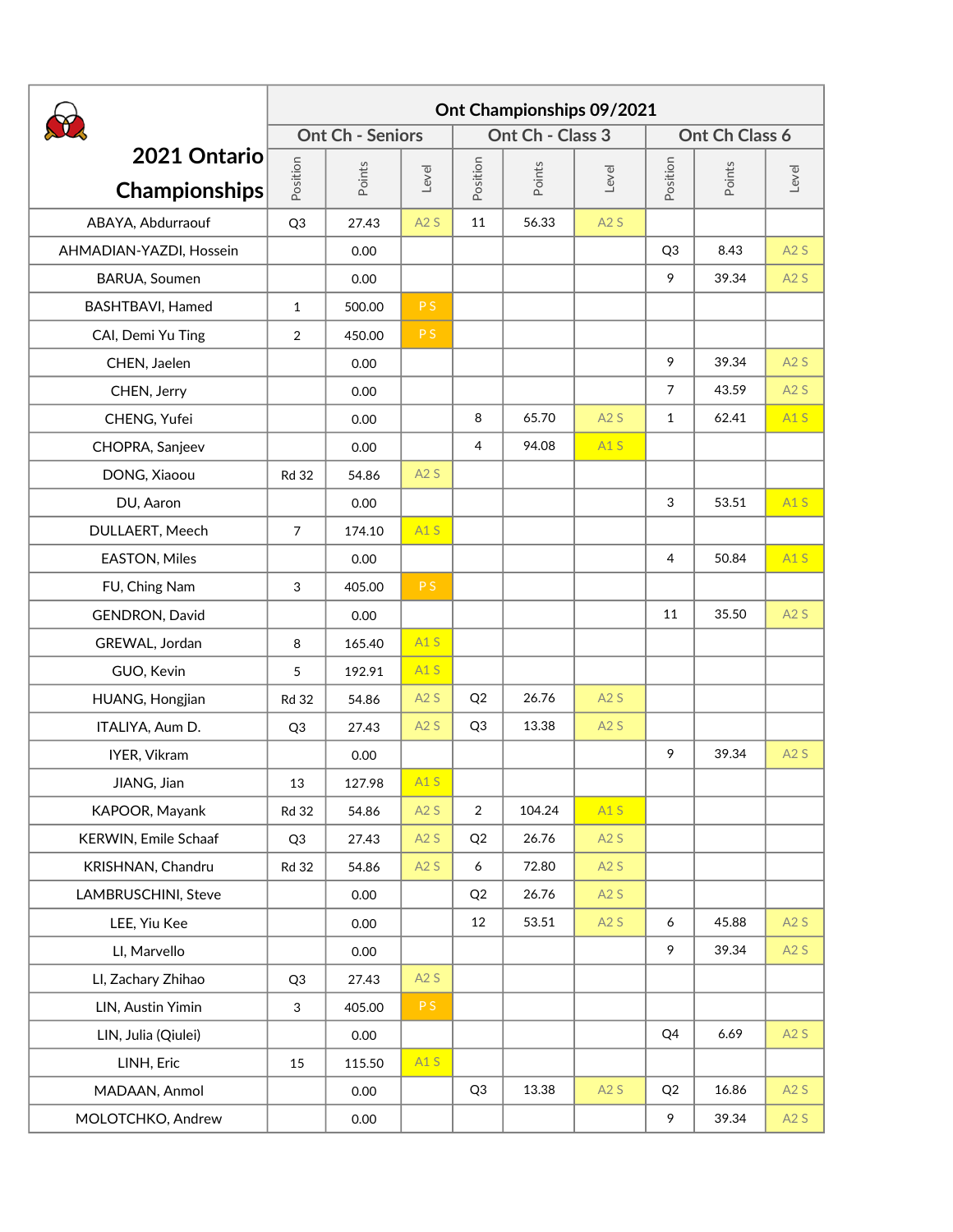| 2021 Ontario Championships | Ont Championships 09/2021 | | | | | | | | |
|---|---|---|---|---|---|---|---|---|---|
| | Ont Ch - Seniors | | | Ont Ch - Class 3 | | | Ont Ch Class 6 | | |
| | Position | Points | Level | Position | Points | Level | Position | Points | Level |
| ABAYA, Abdurraouf | Q3 | 27.43 | A2 S | 11 | 56.33 | A2 S | | | |
| AHMADIAN-YAZDI, Hossein | | 0.00 | | | | | Q3 | 8.43 | A2 S |
| BARUA, Soumen | | 0.00 | | | | | 9 | 39.34 | A2 S |
| BASHTBAVI, Hamed | 1 | 500.00 | P S | | | | | | |
| CAI, Demi Yu Ting | 2 | 450.00 | P S | | | | | | |
| CHEN, Jaelen | | 0.00 | | | | | 9 | 39.34 | A2 S |
| CHEN, Jerry | | 0.00 | | | | | 7 | 43.59 | A2 S |
| CHENG, Yufei | | 0.00 | | 8 | 65.70 | A2 S | 1 | 62.41 | A1 S |
| CHOPRA, Sanjeev | | 0.00 | | 4 | 94.08 | A1 S | | | |
| DONG, Xiaoou | Rd 32 | 54.86 | A2 S | | | | | | |
| DU, Aaron | | 0.00 | | | | | 3 | 53.51 | A1 S |
| DULLAERT, Meech | 7 | 174.10 | A1 S | | | | | | |
| EASTON, Miles | | 0.00 | | | | | 4 | 50.84 | A1 S |
| FU, Ching Nam | 3 | 405.00 | P S | | | | | | |
| GENDRON, David | | 0.00 | | | | | 11 | 35.50 | A2 S |
| GREWAL, Jordan | 8 | 165.40 | A1 S | | | | | | |
| GUO, Kevin | 5 | 192.91 | A1 S | | | | | | |
| HUANG, Hongjian | Rd 32 | 54.86 | A2 S | Q2 | 26.76 | A2 S | | | |
| ITALIYA, Aum D. | Q3 | 27.43 | A2 S | Q3 | 13.38 | A2 S | | | |
| IYER, Vikram | | 0.00 | | | | | 9 | 39.34 | A2 S |
| JIANG, Jian | 13 | 127.98 | A1 S | | | | | | |
| KAPOOR, Mayank | Rd 32 | 54.86 | A2 S | 2 | 104.24 | A1 S | | | |
| KERWIN, Emile Schaaf | Q3 | 27.43 | A2 S | Q2 | 26.76 | A2 S | | | |
| KRISHNAN, Chandru | Rd 32 | 54.86 | A2 S | 6 | 72.80 | A2 S | | | |
| LAMBRUSCHINI, Steve | | 0.00 | | Q2 | 26.76 | A2 S | | | |
| LEE, Yiu Kee | | 0.00 | | 12 | 53.51 | A2 S | 6 | 45.88 | A2 S |
| LI, Marvello | | 0.00 | | | | | 9 | 39.34 | A2 S |
| LI, Zachary Zhihao | Q3 | 27.43 | A2 S | | | | | | |
| LIN, Austin Yimin | 3 | 405.00 | P S | | | | | | |
| LIN, Julia (Qiulei) | | 0.00 | | | | | Q4 | 6.69 | A2 S |
| LINH, Eric | 15 | 115.50 | A1 S | | | | | | |
| MADAAN, Anmol | | 0.00 | | Q3 | 13.38 | A2 S | Q2 | 16.86 | A2 S |
| MOLOTCHKO, Andrew | | 0.00 | | | | | 9 | 39.34 | A2 S |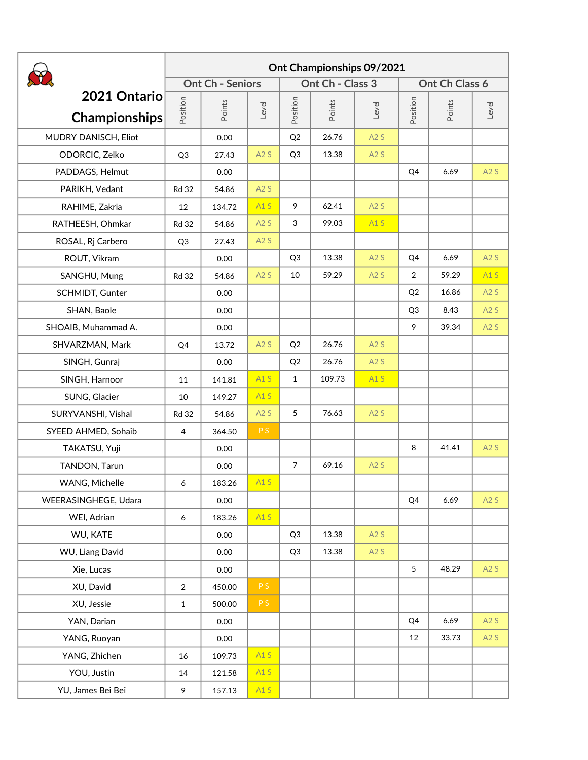| 2021 Ontario Championships | Ont Championships 09/2021 | | | | | | | | |
|---|---|---|---|---|---|---|---|---|---|
| | Ont Ch - Seniors | | | Ont Ch - Class 3 | | | Ont Ch Class 6 | | |
| | Position | Points | Level | Position | Points | Level | Position | Points | Level |
| MUDRY DANISCH, Eliot | | 0.00 | | Q2 | 26.76 | A2 S | | | |
| ODORCIC, Zelko | Q3 | 27.43 | A2 S | Q3 | 13.38 | A2 S | | | |
| PADDAGS, Helmut | | 0.00 | | | | | Q4 | 6.69 | A2 S |
| PARIKH, Vedant | Rd 32 | 54.86 | A2 S | | | | | | |
| RAHIME, Zakria | 12 | 134.72 | A1 S | 9 | 62.41 | A2 S | | | |
| RATHEESH, Ohmkar | Rd 32 | 54.86 | A2 S | 3 | 99.03 | A1 S | | | |
| ROSAL, Rj Carbero | Q3 | 27.43 | A2 S | | | | | | |
| ROUT, Vikram | | 0.00 | | Q3 | 13.38 | A2 S | Q4 | 6.69 | A2 S |
| SANGHU, Mung | Rd 32 | 54.86 | A2 S | 10 | 59.29 | A2 S | 2 | 59.29 | A1 S |
| SCHMIDT, Gunter | | 0.00 | | | | | Q2 | 16.86 | A2 S |
| SHAN, Baole | | 0.00 | | | | | Q3 | 8.43 | A2 S |
| SHOAIB, Muhammad A. | | 0.00 | | | | | 9 | 39.34 | A2 S |
| SHVARZMAN, Mark | Q4 | 13.72 | A2 S | Q2 | 26.76 | A2 S | | | |
| SINGH, Gunraj | | 0.00 | | Q2 | 26.76 | A2 S | | | |
| SINGH, Harnoor | 11 | 141.81 | A1 S | 1 | 109.73 | A1 S | | | |
| SUNG, Glacier | 10 | 149.27 | A1 S | | | | | | |
| SURYVANSHI, Vishal | Rd 32 | 54.86 | A2 S | 5 | 76.63 | A2 S | | | |
| SYEED AHMED, Sohaib | 4 | 364.50 | P S | | | | | | |
| TAKATSU, Yuji | | 0.00 | | | | | 8 | 41.41 | A2 S |
| TANDON, Tarun | | 0.00 | | 7 | 69.16 | A2 S | | | |
| WANG, Michelle | 6 | 183.26 | A1 S | | | | | | |
| WEERASINGHEGE, Udara | | 0.00 | | | | | Q4 | 6.69 | A2 S |
| WEI, Adrian | 6 | 183.26 | A1 S | | | | | | |
| WU, KATE | | 0.00 | | Q3 | 13.38 | A2 S | | | |
| WU, Liang David | | 0.00 | | Q3 | 13.38 | A2 S | | | |
| Xie, Lucas | | 0.00 | | | | | 5 | 48.29 | A2 S |
| XU, David | 2 | 450.00 | P S | | | | | | |
| XU, Jessie | 1 | 500.00 | P S | | | | | | |
| YAN, Darian | | 0.00 | | | | | Q4 | 6.69 | A2 S |
| YANG, Ruoyan | | 0.00 | | | | | 12 | 33.73 | A2 S |
| YANG, Zhichen | 16 | 109.73 | A1 S | | | | | | |
| YOU, Justin | 14 | 121.58 | A1 S | | | | | | |
| YU, James Bei Bei | 9 | 157.13 | A1 S | | | | | | |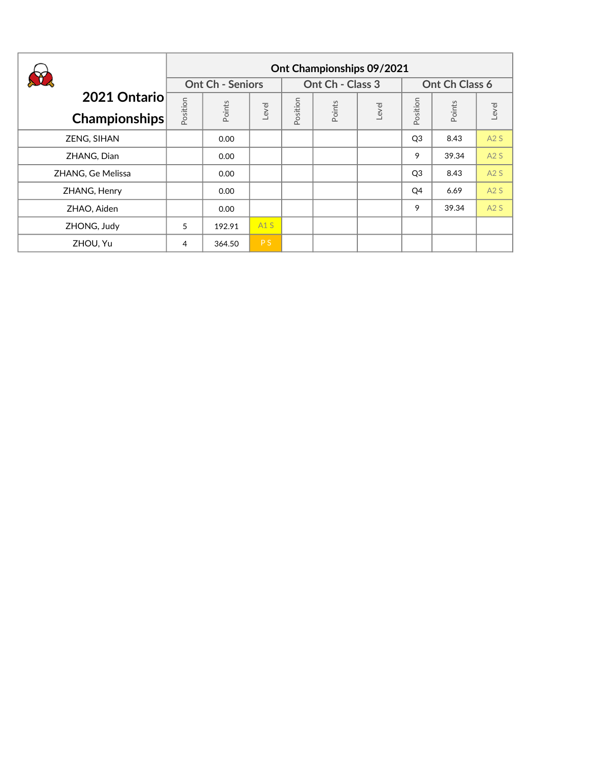| 2021 Ontario Championships | Ont Championships 09/2021 | | | | | | | | |
|---|---|---|---|---|---|---|---|---|---|
| | Ont Ch - Seniors | | | Ont Ch - Class 3 | | | Ont Ch Class 6 | | |
| | Position | Points | Level | Position | Points | Level | Position | Points | Level |
| ZENG, SIHAN | | 0.00 | | | | | Q3 | 8.43 | A2 S |
| ZHANG, Dian | | 0.00 | | | | | 9 | 39.34 | A2 S |
| ZHANG, Ge Melissa | | 0.00 | | | | | Q3 | 8.43 | A2 S |
| ZHANG, Henry | | 0.00 | | | | | Q4 | 6.69 | A2 S |
| ZHAO, Aiden | | 0.00 | | | | | 9 | 39.34 | A2 S |
| ZHONG, Judy | 5 | 192.91 | A1 S | | | | | | |
| ZHOU, Yu | 4 | 364.50 | P S | | | | | | |